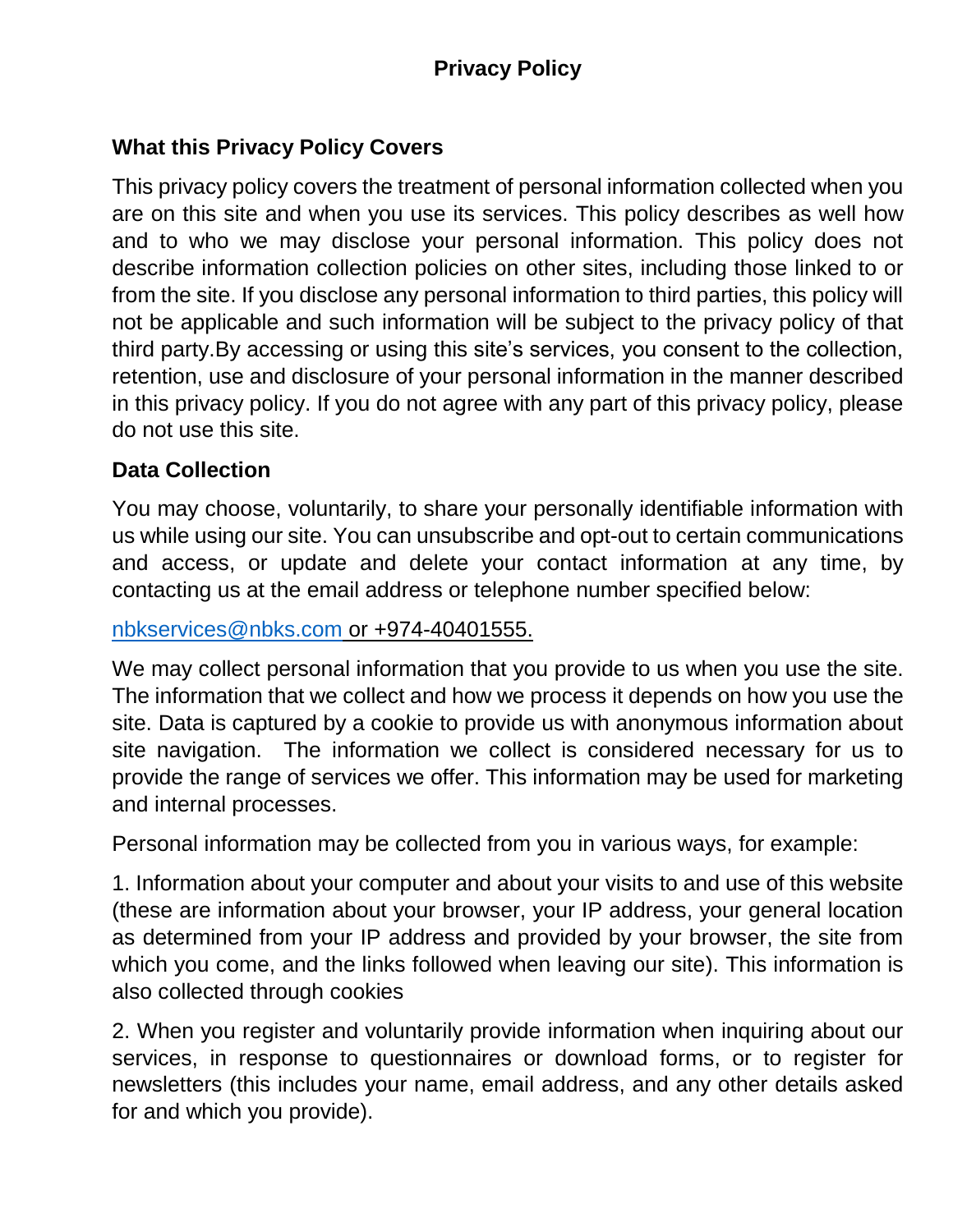# Privacy Policy

## What this Privacy Policy Covers

This privacy policy covers the treatment of personal information collected when you are on this site and when you use its services. This policy describes as well how and to who we may disclose your personal information. This policy does not describe information collection policies on other sites, including those linked to or from the site. If you disclose any personal information to third parties, this policy will not be applicable and such information will be subject to the privacy policy of that third party.By accessing or using this site's services, you consent to the collection, retention, use and disclosure of your personal information in the manner described in this privacy policy. If you do not agree with any part of this privacy policy, please do not use this site.

## Data Collection

You may choose, voluntarily, to share your personally identifiable information with us while using our site. You can unsubscribe and opt-out to certain communications and access, or update and delete your contact information at any time, by contacting us at the email address or telephone number specified below:

nbkservices@nbks.com or +974-40401555.

We may collect personal information that you provide to us when you use the site. The information that we collect and how we process it depends on how you use the site. Data is captured by a cookie to provide us with anonymous information about site navigation. The information we collect is considered necessary for us to provide the range of services we offer. This information may be used for marketing and internal processes.

Personal information may be collected from you in various ways, for example:

1. Information about your computer and about your visits to and use of this website (these are information about your browser, your IP address, your general location as determined from your IP address and provided by your browser, the site from which you come, and the links followed when leaving our site). This information is also collected through cookies

2. When you register and voluntarily provide information when inquiring about our services, in response to questionnaires or download forms, or to register for newsletters (this includes your name, email address, and any other details asked for and which you provide).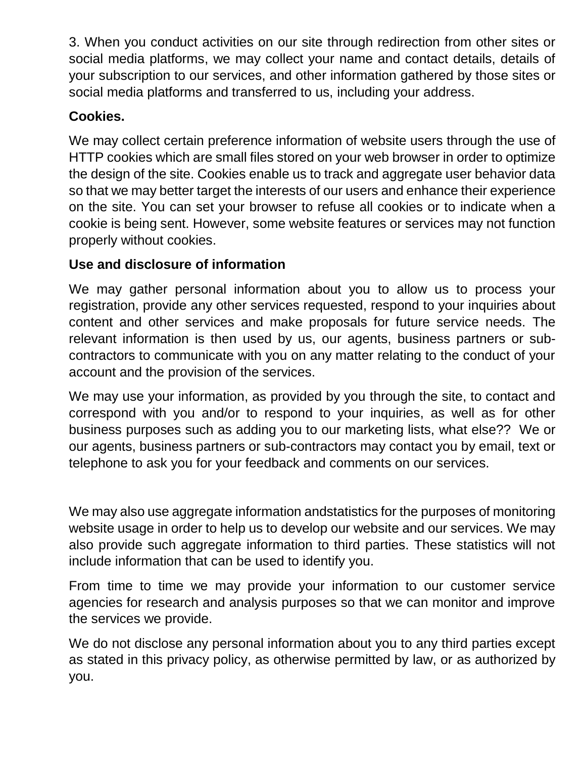3. When you conduct activities on our site through redirection from other sites or social media platforms, we may collect your name and contact details, details of your subscription to our services, and other information gathered by those sites or social media platforms and transferred to us, including your address.

**Cookies.**

We may collect certain preference information of website users through the use of HTTP cookies which are small files stored on your web browser in order to optimize the design of the site. Cookies enable us to track and aggregate user behavior data so that we may better target the interests of our users and enhance their experience on the site. You can set your browser to refuse all cookies or to indicate when a cookie is being sent. However, some website features or services may not function properly without cookies.

**Use and disclosure of information**

We may gather personal information about you to allow us to process your registration, provide any other services requested, respond to your inquiries about content and other services and make proposals for future service needs. The relevant information is then used by us, our agents, business partners or sub-contractors to communicate with you on any matter relating to the conduct of your account and the provision of the services.

We may use your information, as provided by you through the site, to contact and correspond with you and/or to respond to your inquiries, as well as for other business purposes such as adding you to our marketing lists, what else?? We or our agents, business partners or sub-contractors may contact you by email, text or telephone to ask you for your feedback and comments on our services.

We may also use aggregate information andstatistics for the purposes of monitoring website usage in order to help us to develop our website and our services. We may also provide such aggregate information to third parties. These statistics will not include information that can be used to identify you.

From time to time we may provide your information to our customer service agencies for research and analysis purposes so that we can monitor and improve the services we provide.

We do not disclose any personal information about you to any third parties except as stated in this privacy policy, as otherwise permitted by law, or as authorized by you.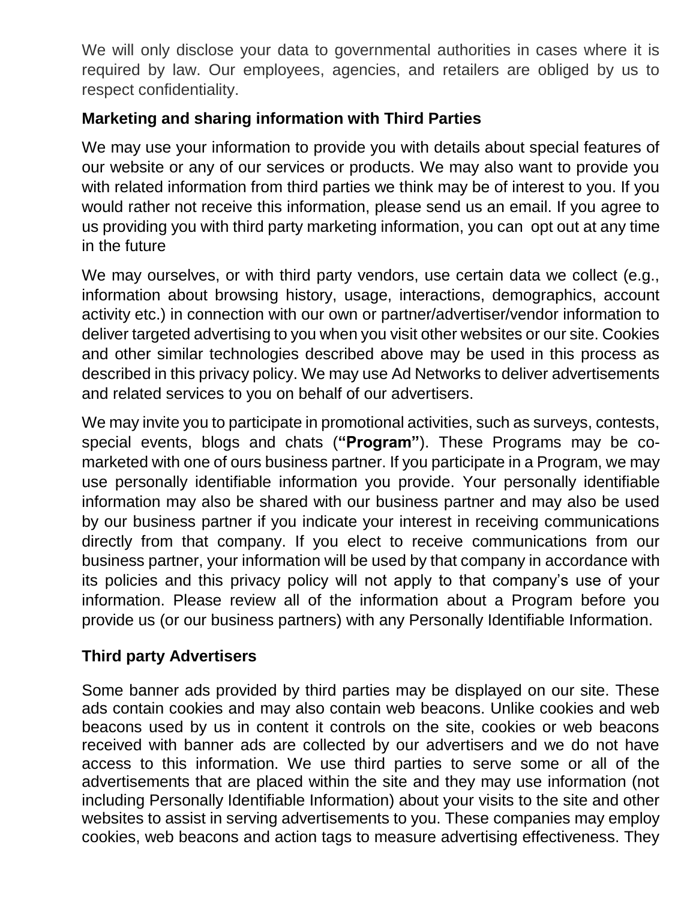We will only disclose your data to governmental authorities in cases where it is required by law. Our employees, agencies, and retailers are obliged by us to respect confidentiality.

### Marketing and sharing information with Third Parties

We may use your information to provide you with details about special features of our website or any of our services or products. We may also want to provide you with related information from third parties we think may be of interest to you. If you would rather not receive this information, please send us an email. If you agree to us providing you with third party marketing information, you can opt out at any time in the future

We may ourselves, or with third party vendors, use certain data we collect (e.g., information about browsing history, usage, interactions, demographics, account activity etc.) in connection with our own or partner/advertiser/vendor information to deliver targeted advertising to you when you visit other websites or our site. Cookies and other similar technologies described above may be used in this process as described in this privacy policy. We may use Ad Networks to deliver advertisements and related services to you on behalf of our advertisers.

We may invite you to participate in promotional activities, such as surveys, contests, special events, blogs and chats (**"Program"**). These Programs may be co-marketed with one of ours business partner. If you participate in a Program, we may use personally identifiable information you provide. Your personally identifiable information may also be shared with our business partner and may also be used by our business partner if you indicate your interest in receiving communications directly from that company. If you elect to receive communications from our business partner, your information will be used by that company in accordance with its policies and this privacy policy will not apply to that company's use of your information. Please review all of the information about a Program before you provide us (or our business partners) with any Personally Identifiable Information.

### Third party Advertisers

Some banner ads provided by third parties may be displayed on our site. These ads contain cookies and may also contain web beacons. Unlike cookies and web beacons used by us in content it controls on the site, cookies or web beacons received with banner ads are collected by our advertisers and we do not have access to this information. We use third parties to serve some or all of the advertisements that are placed within the site and they may use information (not including Personally Identifiable Information) about your visits to the site and other websites to assist in serving advertisements to you. These companies may employ cookies, web beacons and action tags to measure advertising effectiveness. They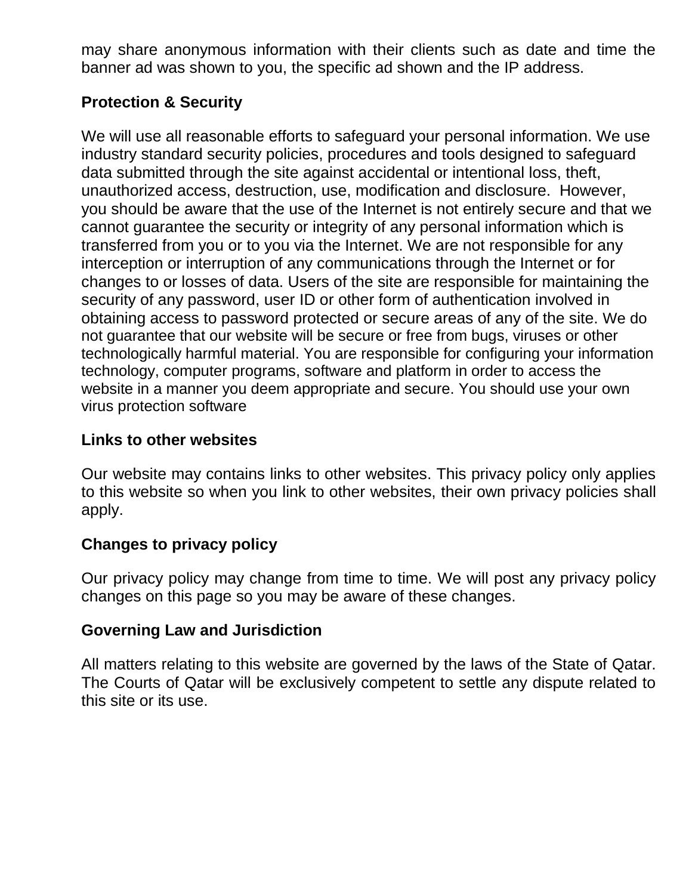may share anonymous information with their clients such as date and time the banner ad was shown to you, the specific ad shown and the IP address.

**Protection & Security**

We will use all reasonable efforts to safeguard your personal information. We use industry standard security policies, procedures and tools designed to safeguard data submitted through the site against accidental or intentional loss, theft, unauthorized access, destruction, use, modification and disclosure. However, you should be aware that the use of the Internet is not entirely secure and that we cannot guarantee the security or integrity of any personal information which is transferred from you or to you via the Internet. We are not responsible for any interception or interruption of any communications through the Internet or for changes to or losses of data. Users of the site are responsible for maintaining the security of any password, user ID or other form of authentication involved in obtaining access to password protected or secure areas of any of the site. We do not guarantee that our website will be secure or free from bugs, viruses or other technologically harmful material. You are responsible for configuring your information technology, computer programs, software and platform in order to access the website in a manner you deem appropriate and secure. You should use your own virus protection software

**Links to other websites**

Our website may contains links to other websites. This privacy policy only applies to this website so when you link to other websites, their own privacy policies shall apply.

**Changes to privacy policy**

Our privacy policy may change from time to time. We will post any privacy policy changes on this page so you may be aware of these changes.

**Governing Law and Jurisdiction**

All matters relating to this website are governed by the laws of the State of Qatar. The Courts of Qatar will be exclusively competent to settle any dispute related to this site or its use.